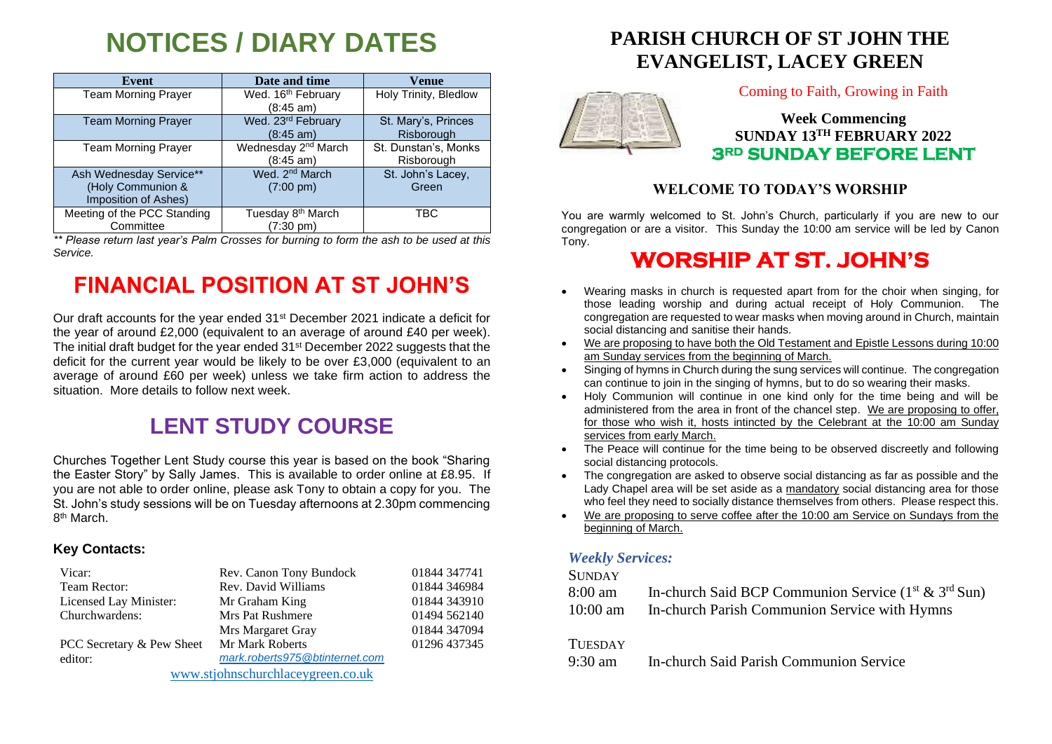# NOTICES / DIARY DATES

| Event | Date and time | Venue |
|---|---|---|
| Team Morning Prayer | Wed. 16th February (8:45 am) | Holy Trinity, Bledlow |
| Team Morning Prayer | Wed. 23rd February (8:45 am) | St. Mary's, Princes Risborough |
| Team Morning Prayer | Wednesday 2nd March (8:45 am) | St. Dunstan's, Monks Risborough |
| Ash Wednesday Service** (Holy Communion & Imposition of Ashes) | Wed. 2nd March (7:00 pm) | St. John's Lacey, Green |
| Meeting of the PCC Standing Committee | Tuesday 8th March (7:30 pm) | TBC |

*** Please return last year's Palm Crosses for burning to form the ash to be used at this Service.*

# FINANCIAL POSITION AT ST JOHN'S

Our draft accounts for the year ended 31st December 2021 indicate a deficit for the year of around £2,000 (equivalent to an average of around £40 per week). The initial draft budget for the year ended 31st December 2022 suggests that the deficit for the current year would be likely to be over £3,000 (equivalent to an average of around £60 per week) unless we take firm action to address the situation. More details to follow next week.

# LENT STUDY COURSE

Churches Together Lent Study course this year is based on the book "Sharing the Easter Story" by Sally James. This is available to order online at £8.95. If you are not able to order online, please ask Tony to obtain a copy for you. The St. John's study sessions will be on Tuesday afternoons at 2.30pm commencing 8th March.

### Key Contacts:

| | | |
|---|---|---|
| Vicar: | Rev. Canon Tony Bundock | 01844 347741 |
| Team Rector: | Rev. David Williams | 01844 346984 |
| Licensed Lay Minister: | Mr Graham King | 01844 343910 |
| Churchwardens: | Mrs Pat Rushmere | 01494 562140 |
| | Mrs Margaret Gray | 01844 347094 |
| PCC Secretary & Pew Sheet editor: | Mr Mark Roberts *mark.roberts975@btinternet.com* | 01296 437345 |

www.stjohnschurchlaceygreen.co.uk

# PARISH CHURCH OF ST JOHN THE EVANGELIST, LACEY GREEN

Coming to Faith, Growing in Faith

**Week Commencing**
**SUNDAY 13TH FEBRUARY 2022**
**3RD SUNDAY BEFORE LENT**

### WELCOME TO TODAY'S WORSHIP

You are warmly welcomed to St. John's Church, particularly if you are new to our congregation or are a visitor. This Sunday the 10:00 am service will be led by Canon Tony.

# WORSHIP AT ST. JOHN'S

- Wearing masks in church is requested apart from for the choir when singing, for those leading worship and during actual receipt of Holy Communion. The congregation are requested to wear masks when moving around in Church, maintain social distancing and sanitise their hands.
- We are proposing to have both the Old Testament and Epistle Lessons during 10:00 am Sunday services from the beginning of March.
- Singing of hymns in Church during the sung services will continue. The congregation can continue to join in the singing of hymns, but to do so wearing their masks.
- Holy Communion will continue in one kind only for the time being and will be administered from the area in front of the chancel step. We are proposing to offer, for those who wish it, hosts intincted by the Celebrant at the 10:00 am Sunday services from early March.
- The Peace will continue for the time being to be observed discreetly and following social distancing protocols.
- The congregation are asked to observe social distancing as far as possible and the Lady Chapel area will be set aside as a mandatory social distancing area for those who feel they need to socially distance themselves from others. Please respect this.
- We are proposing to serve coffee after the 10:00 am Service on Sundays from the beginning of March.

### *Weekly Services:*

SUNDAY

| | |
|---|---|
| 8:00 am | In-church Said BCP Communion Service (1st & 3rd Sun) |
| 10:00 am | In-church Parish Communion Service with Hymns |

TUESDAY

| | |
|---|---|
| 9:30 am | In-church Said Parish Communion Service |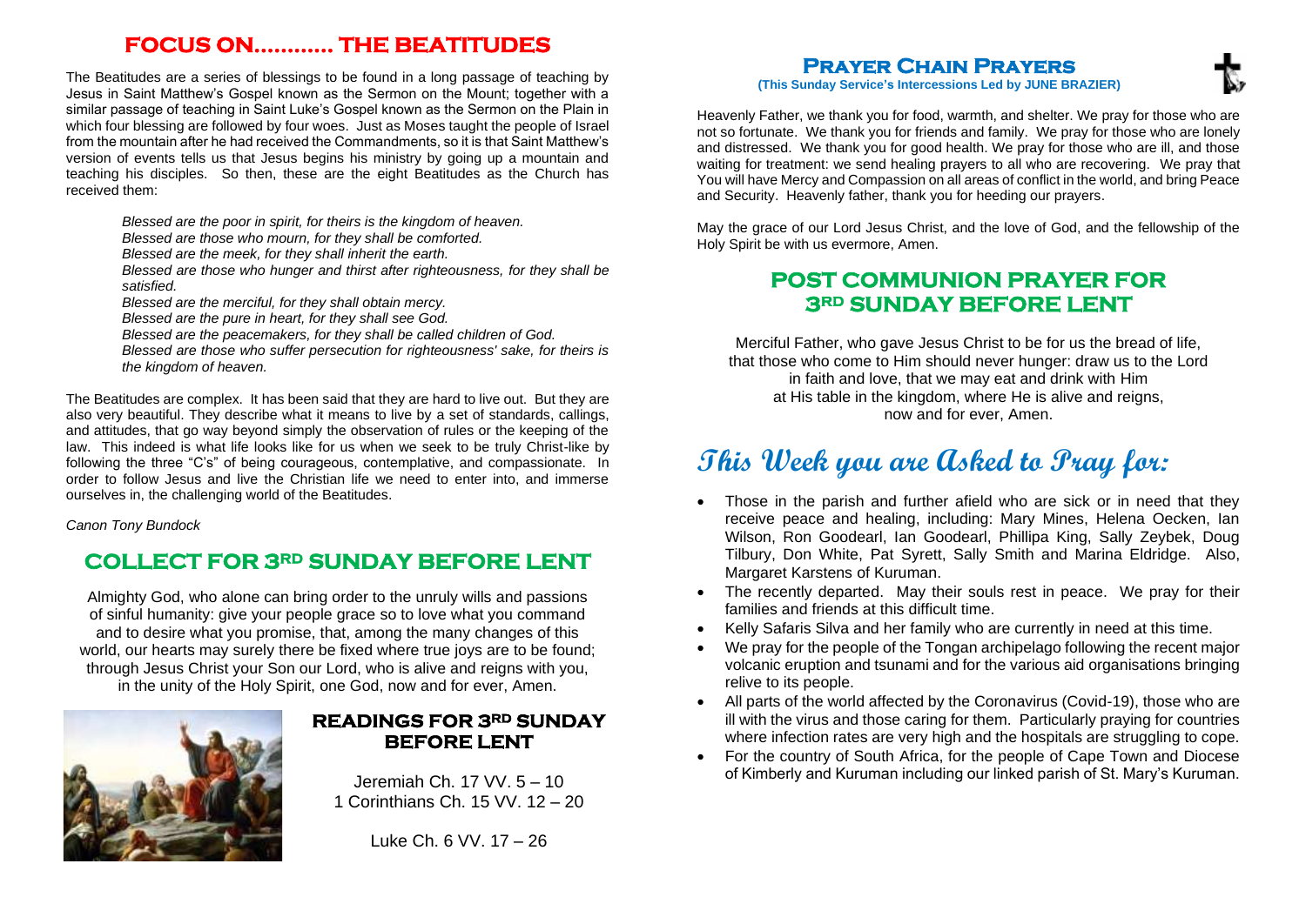## FOCUS ON............ THE BEATITUDES

The Beatitudes are a series of blessings to be found in a long passage of teaching by Jesus in Saint Matthew's Gospel known as the Sermon on the Mount; together with a similar passage of teaching in Saint Luke's Gospel known as the Sermon on the Plain in which four blessing are followed by four woes. Just as Moses taught the people of Israel from the mountain after he had received the Commandments, so it is that Saint Matthew's version of events tells us that Jesus begins his ministry by going up a mountain and teaching his disciples. So then, these are the eight Beatitudes as the Church has received them:

*Blessed are the poor in spirit, for theirs is the kingdom of heaven.*
*Blessed are those who mourn, for they shall be comforted.*
*Blessed are the meek, for they shall inherit the earth.*
*Blessed are those who hunger and thirst after righteousness, for they shall be satisfied.*
*Blessed are the merciful, for they shall obtain mercy.*
*Blessed are the pure in heart, for they shall see God.*
*Blessed are the peacemakers, for they shall be called children of God.*
*Blessed are those who suffer persecution for righteousness' sake, for theirs is the kingdom of heaven.*

The Beatitudes are complex. It has been said that they are hard to live out. But they are also very beautiful. They describe what it means to live by a set of standards, callings, and attitudes, that go way beyond simply the observation of rules or the keeping of the law. This indeed is what life looks like for us when we seek to be truly Christ-like by following the three "C's" of being courageous, contemplative, and compassionate. In order to follow Jesus and live the Christian life we need to enter into, and immerse ourselves in, the challenging world of the Beatitudes.

*Canon Tony Bundock*

## COLLECT FOR 3RD SUNDAY BEFORE LENT

Almighty God, who alone can bring order to the unruly wills and passions of sinful humanity: give your people grace so to love what you command and to desire what you promise, that, among the many changes of this world, our hearts may surely there be fixed where true joys are to be found; through Jesus Christ your Son our Lord, who is alive and reigns with you, in the unity of the Holy Spirit, one God, now and for ever, Amen.

## READINGS FOR 3RD SUNDAY BEFORE LENT

Jeremiah Ch. 17 VV. 5 – 10
1 Corinthians Ch. 15 VV. 12 – 20

Luke Ch. 6 VV. 17 – 26

## Prayer Chain Prayers

**(This Sunday Service's Intercessions Led by JUNE BRAZIER)**

Heavenly Father, we thank you for food, warmth, and shelter. We pray for those who are not so fortunate. We thank you for friends and family. We pray for those who are lonely and distressed. We thank you for good health. We pray for those who are ill, and those waiting for treatment: we send healing prayers to all who are recovering. We pray that You will have Mercy and Compassion on all areas of conflict in the world, and bring Peace and Security. Heavenly father, thank you for heeding our prayers.

May the grace of our Lord Jesus Christ, and the love of God, and the fellowship of the Holy Spirit be with us evermore, Amen.

## POST COMMUNION PRAYER FOR 3RD SUNDAY BEFORE LENT

Merciful Father, who gave Jesus Christ to be for us the bread of life, that those who come to Him should never hunger: draw us to the Lord in faith and love, that we may eat and drink with Him at His table in the kingdom, where He is alive and reigns, now and for ever, Amen.

## This Week you are Asked to Pray for:

- Those in the parish and further afield who are sick or in need that they receive peace and healing, including: Mary Mines, Helena Oecken, Ian Wilson, Ron Goodearl, Ian Goodearl, Phillipa King, Sally Zeybek, Doug Tilbury, Don White, Pat Syrett, Sally Smith and Marina Eldridge. Also, Margaret Karstens of Kuruman.
- The recently departed. May their souls rest in peace. We pray for their families and friends at this difficult time.
- Kelly Safaris Silva and her family who are currently in need at this time.
- We pray for the people of the Tongan archipelago following the recent major volcanic eruption and tsunami and for the various aid organisations bringing relive to its people.
- All parts of the world affected by the Coronavirus (Covid-19), those who are ill with the virus and those caring for them. Particularly praying for countries where infection rates are very high and the hospitals are struggling to cope.
- For the country of South Africa, for the people of Cape Town and Diocese of Kimberly and Kuruman including our linked parish of St. Mary's Kuruman.